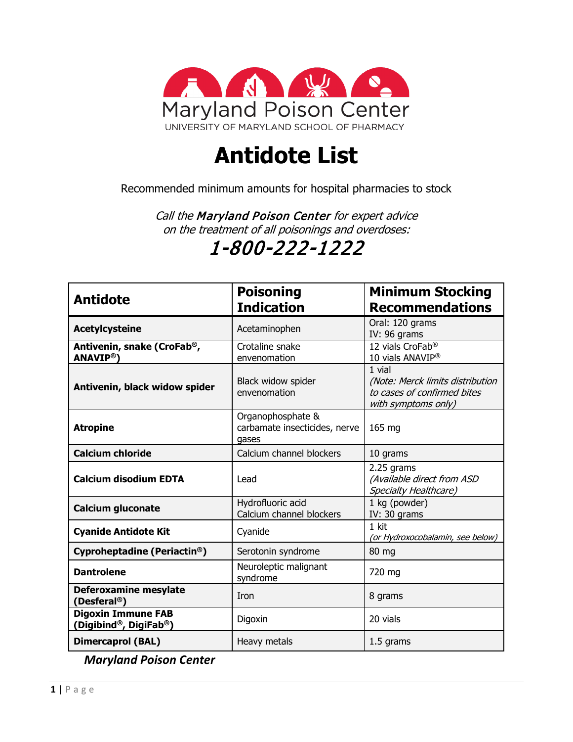Maryland Poison Center

UNIVERSITY OF MARYLAND SCHOOL OF PHARMACY

# Antidote List

Recommended minimum amounts for hospital pharmacies to stock

*Call the **Maryland Poison Center** for expert advice on the treatment of all poisonings and overdoses:*

## *1-800-222-1222*

| Antidote | Poisoning Indication | Minimum Stocking Recommendations |
|---|---|---|
| **Acetylcysteine** | Acetaminophen | Oral: 120 grams<br>IV: 96 grams |
| **Antivenin, snake (CroFab®, ANAVIP®)** | Crotaline snake envenomation | 12 vials CroFab®<br>10 vials ANAVIP® |
| **Antivenin, black widow spider** | Black widow spider envenomation | 1 vial<br>*(Note: Merck limits distribution to cases of confirmed bites with symptoms only)* |
| **Atropine** | Organophosphate & carbamate insecticides, nerve gases | 165 mg |
| **Calcium chloride** | Calcium channel blockers | 10 grams |
| **Calcium disodium EDTA** | Lead | 2.25 grams<br>*(Available direct from ASD Specialty Healthcare)* |
| **Calcium gluconate** | Hydrofluoric acid<br>Calcium channel blockers | 1 kg (powder)<br>IV: 30 grams |
| **Cyanide Antidote Kit** | Cyanide | 1 kit<br>*(or Hydroxocobalamin, see below)* |
| **Cyproheptadine (Periactin®)** | Serotonin syndrome | 80 mg |
| **Dantrolene** | Neuroleptic malignant syndrome | 720 mg |
| **Deferoxamine mesylate (Desferal®)** | Iron | 8 grams |
| **Digoxin Immune FAB (Digibind®, DigiFab®)** | Digoxin | 20 vials |
| **Dimercaprol (BAL)** | Heavy metals | 1.5 grams |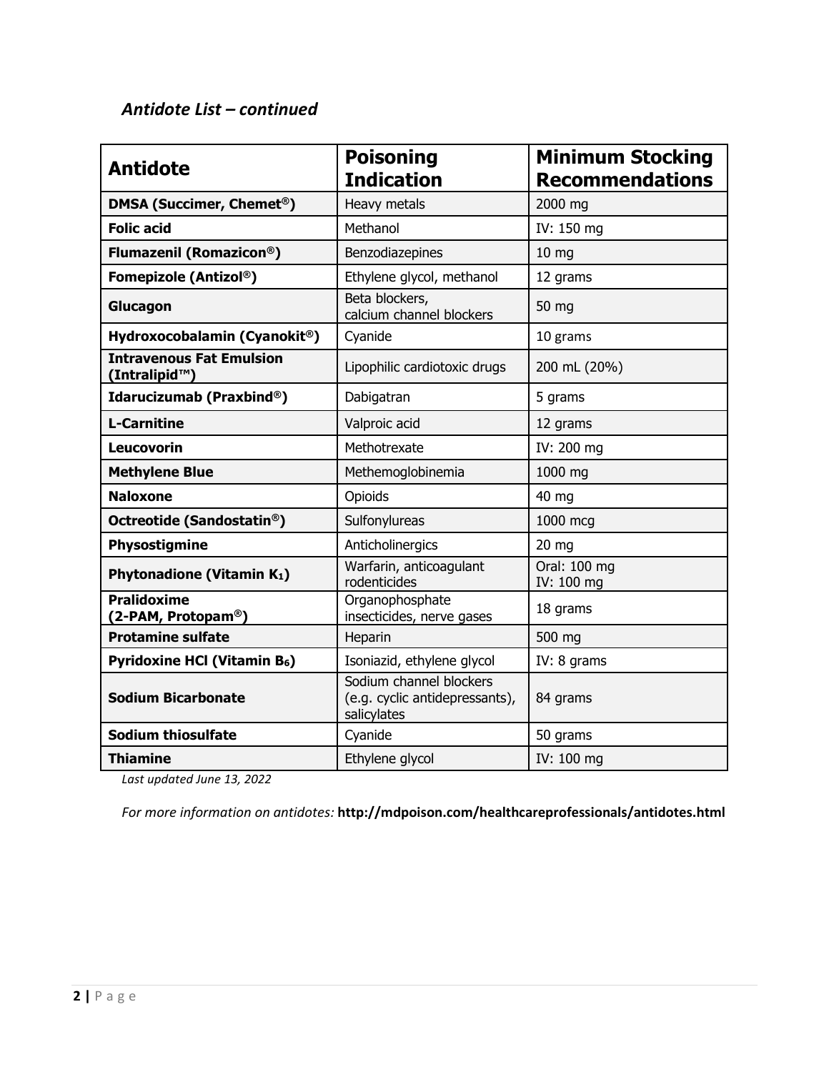## *Antidote List – continued*

| Antidote | Poisoning Indication | Minimum Stocking Recommendations |
|---|---|---|
| **DMSA (Succimer, Chemet®)** | Heavy metals | 2000 mg |
| **Folic acid** | Methanol | IV: 150 mg |
| **Flumazenil (Romazicon®)** | Benzodiazepines | 10 mg |
| **Fomepizole (Antizol®)** | Ethylene glycol, methanol | 12 grams |
| **Glucagon** | Beta blockers, calcium channel blockers | 50 mg |
| **Hydroxocobalamin (Cyanokit®)** | Cyanide | 10 grams |
| **Intravenous Fat Emulsion (Intralipid™)** | Lipophilic cardiotoxic drugs | 200 mL (20%) |
| **Idarucizumab (Praxbind®)** | Dabigatran | 5 grams |
| **L-Carnitine** | Valproic acid | 12 grams |
| **Leucovorin** | Methotrexate | IV: 200 mg |
| **Methylene Blue** | Methemoglobinemia | 1000 mg |
| **Naloxone** | Opioids | 40 mg |
| **Octreotide (Sandostatin®)** | Sulfonylureas | 1000 mcg |
| **Physostigmine** | Anticholinergics | 20 mg |
| **Phytonadione (Vitamin $K_1$)** | Warfarin, anticoagulant rodenticides | Oral: 100 mg<br>IV: 100 mg |
| **Pralidoxime (2-PAM, Protopam®)** | Organophosphate insecticides, nerve gases | 18 grams |
| **Protamine sulfate** | Heparin | 500 mg |
| **Pyridoxine HCl (Vitamin $B_6$)** | Isoniazid, ethylene glycol | IV: 8 grams |
| **Sodium Bicarbonate** | Sodium channel blockers (e.g. cyclic antidepressants), salicylates | 84 grams |
| **Sodium thiosulfate** | Cyanide | 50 grams |
| **Thiamine** | Ethylene glycol | IV: 100 mg |

*Last updated June 13, 2022*

*For more information on antidotes:* **http://mdpoison.com/healthcareprofessionals/antidotes.html**